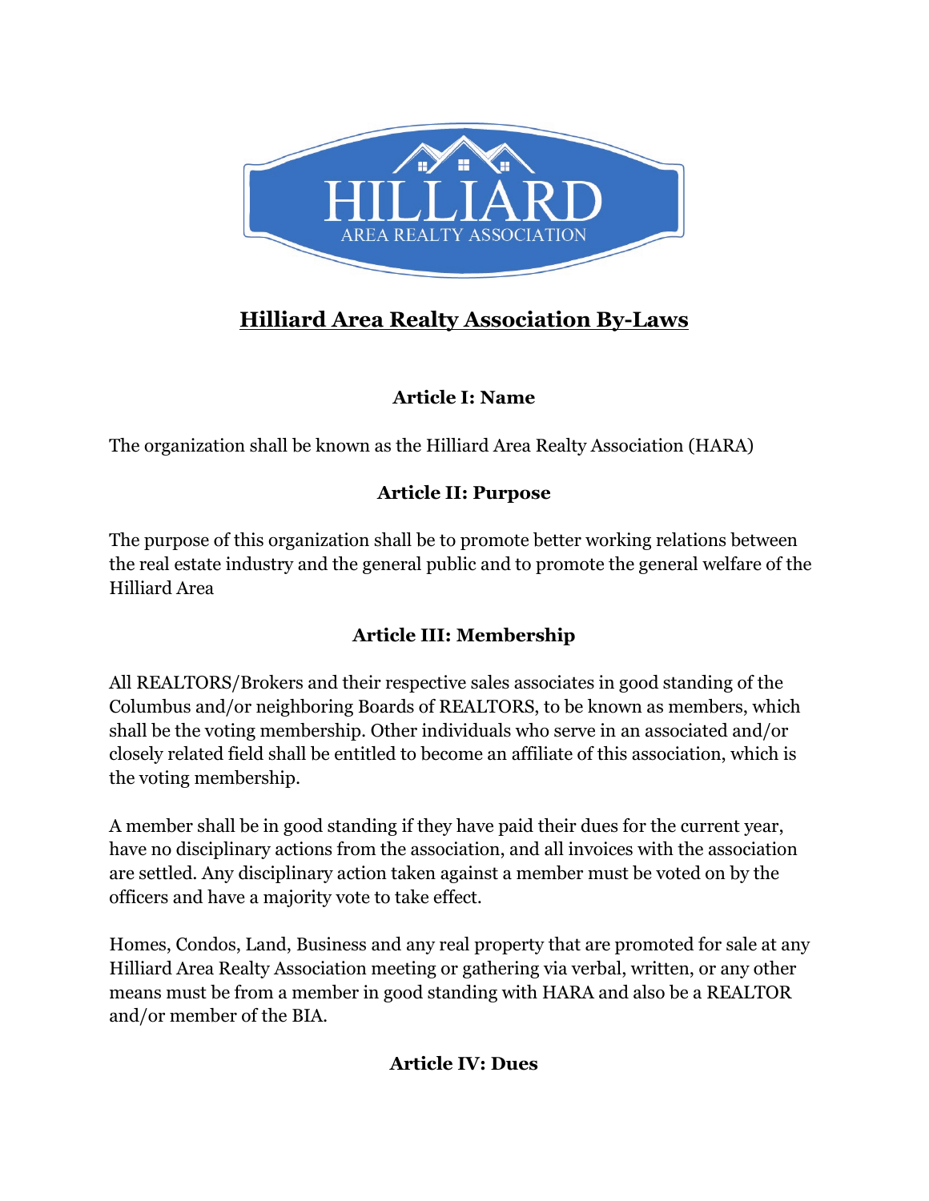# Hilliard Area Realty Association By-Laws

## Article I: Name

The organization shall be known as the Hilliard Area Realty Association (HARA)

## Article II: Purpose

The purpose of this organization shall be to promote better working relations between the real estate industry and the general public and to promote the general welfare of the Hilliard Area

## Article III: Membership

All REALTORS/Brokers and their respective sales associates in good standing of the Columbus and/or neighboring Boards of REALTORS, to be known as members, which shall be the voting membership. Other individuals who serve in an associated and/or closely related field shall be entitled to become an affiliate of this association, which is the voting membership.

A member shall be in good standing if they have paid their dues for the current year, have no disciplinary actions from the association, and all invoices with the association are settled. Any disciplinary action taken against a member must be voted on by the officers and have a majority vote to take effect.

Homes, Condos, Land, Business and any real property that are promoted for sale at any Hilliard Area Realty Association meeting or gathering via verbal, written, or any other means must be from a member in good standing with HARA and also be a REALTOR and/or member of the BIA.

## Article IV: Dues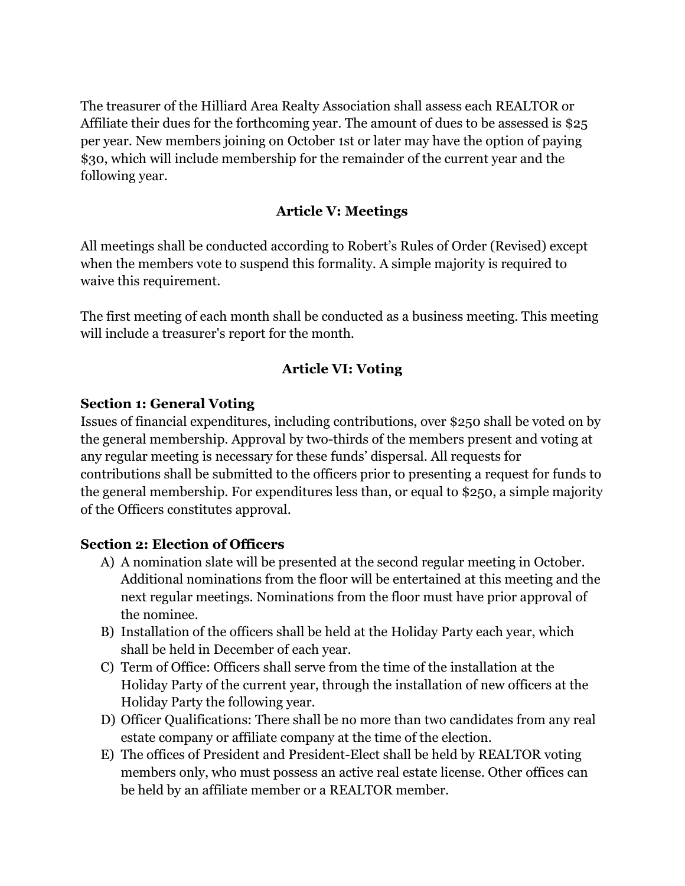The treasurer of the Hilliard Area Realty Association shall assess each REALTOR or Affiliate their dues for the forthcoming year. The amount of dues to be assessed is $25 per year. New members joining on October 1st or later may have the option of paying $30, which will include membership for the remainder of the current year and the following year.

## Article V: Meetings

All meetings shall be conducted according to Robert's Rules of Order (Revised) except when the members vote to suspend this formality. A simple majority is required to waive this requirement.

The first meeting of each month shall be conducted as a business meeting. This meeting will include a treasurer's report for the month.

## Article VI: Voting

### Section 1: General Voting

Issues of financial expenditures, including contributions, over $250 shall be voted on by the general membership. Approval by two-thirds of the members present and voting at any regular meeting is necessary for these funds' dispersal. All requests for contributions shall be submitted to the officers prior to presenting a request for funds to the general membership. For expenditures less than, or equal to $250, a simple majority of the Officers constitutes approval.

### Section 2: Election of Officers

A) A nomination slate will be presented at the second regular meeting in October. Additional nominations from the floor will be entertained at this meeting and the next regular meetings. Nominations from the floor must have prior approval of the nominee.

B) Installation of the officers shall be held at the Holiday Party each year, which shall be held in December of each year.

C) Term of Office: Officers shall serve from the time of the installation at the Holiday Party of the current year, through the installation of new officers at the Holiday Party the following year.

D) Officer Qualifications: There shall be no more than two candidates from any real estate company or affiliate company at the time of the election.

E) The offices of President and President-Elect shall be held by REALTOR voting members only, who must possess an active real estate license. Other offices can be held by an affiliate member or a REALTOR member.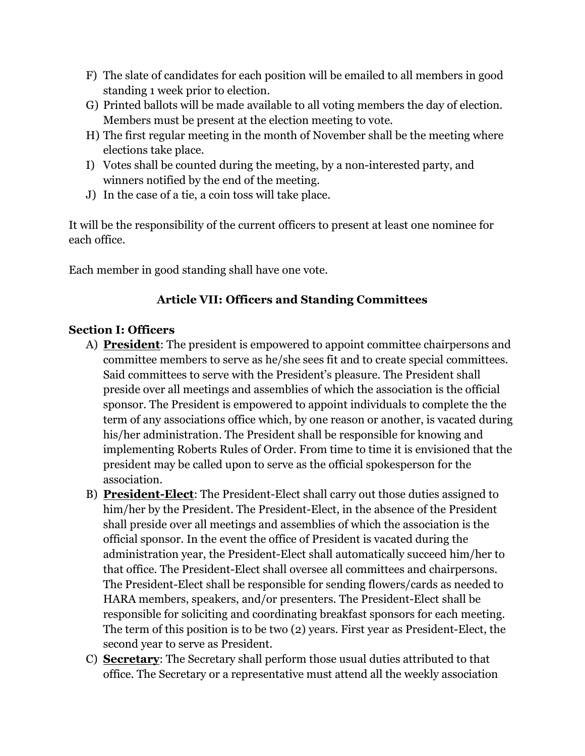F) The slate of candidates for each position will be emailed to all members in good standing 1 week prior to election.
G) Printed ballots will be made available to all voting members the day of election. Members must be present at the election meeting to vote.
H) The first regular meeting in the month of November shall be the meeting where elections take place.
I) Votes shall be counted during the meeting, by a non-interested party, and winners notified by the end of the meeting.
J) In the case of a tie, a coin toss will take place.

It will be the responsibility of the current officers to present at least one nominee for each office.

Each member in good standing shall have one vote.

## Article VII: Officers and Standing Committees

### Section I: Officers

A) **<u>President</u>**: The president is empowered to appoint committee chairpersons and committee members to serve as he/she sees fit and to create special committees. Said committees to serve with the President's pleasure. The President shall preside over all meetings and assemblies of which the association is the official sponsor. The President is empowered to appoint individuals to complete the the term of any associations office which, by one reason or another, is vacated during his/her administration. The President shall be responsible for knowing and implementing Roberts Rules of Order. From time to time it is envisioned that the president may be called upon to serve as the official spokesperson for the association.

B) **<u>President-Elect</u>**: The President-Elect shall carry out those duties assigned to him/her by the President. The President-Elect, in the absence of the President shall preside over all meetings and assemblies of which the association is the official sponsor. In the event the office of President is vacated during the administration year, the President-Elect shall automatically succeed him/her to that office. The President-Elect shall oversee all committees and chairpersons. The President-Elect shall be responsible for sending flowers/cards as needed to HARA members, speakers, and/or presenters. The President-Elect shall be responsible for soliciting and coordinating breakfast sponsors for each meeting. The term of this position is to be two (2) years. First year as President-Elect, the second year to serve as President.

C) **<u>Secretary</u>**: The Secretary shall perform those usual duties attributed to that office. The Secretary or a representative must attend all the weekly association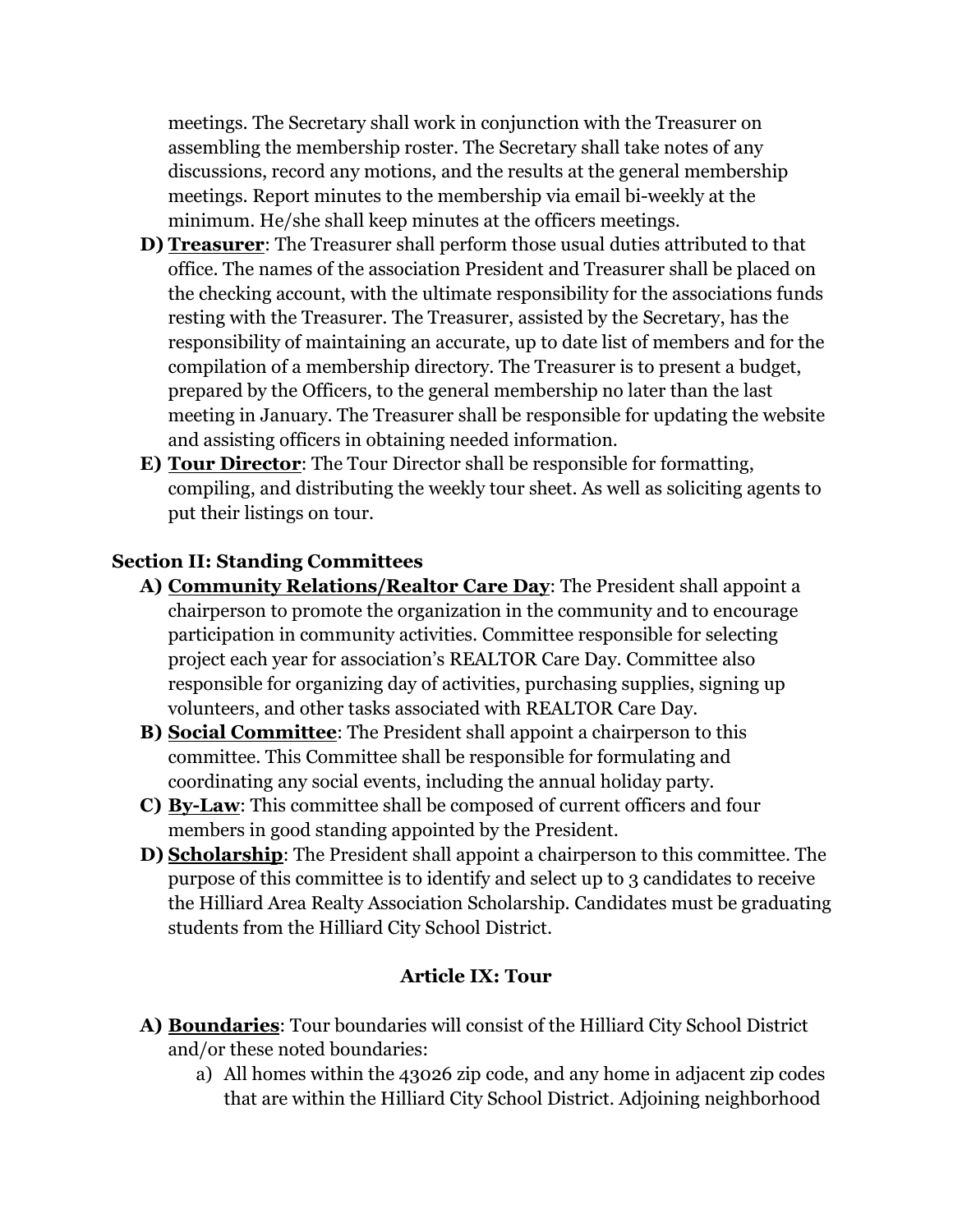meetings. The Secretary shall work in conjunction with the Treasurer on assembling the membership roster. The Secretary shall take notes of any discussions, record any motions, and the results at the general membership meetings. Report minutes to the membership via email bi-weekly at the minimum. He/she shall keep minutes at the officers meetings.

D) **<u>Treasurer</u>**: The Treasurer shall perform those usual duties attributed to that office. The names of the association President and Treasurer shall be placed on the checking account, with the ultimate responsibility for the associations funds resting with the Treasurer. The Treasurer, assisted by the Secretary, has the responsibility of maintaining an accurate, up to date list of members and for the compilation of a membership directory. The Treasurer is to present a budget, prepared by the Officers, to the general membership no later than the last meeting in January. The Treasurer shall be responsible for updating the website and assisting officers in obtaining needed information.

E) **<u>Tour Director</u>**: The Tour Director shall be responsible for formatting, compiling, and distributing the weekly tour sheet. As well as soliciting agents to put their listings on tour.

### Section II: Standing Committees

A) **<u>Community Relations/Realtor Care Day</u>**: The President shall appoint a chairperson to promote the organization in the community and to encourage participation in community activities. Committee responsible for selecting project each year for association's REALTOR Care Day. Committee also responsible for organizing day of activities, purchasing supplies, signing up volunteers, and other tasks associated with REALTOR Care Day.

B) **<u>Social Committee</u>**: The President shall appoint a chairperson to this committee. This Committee shall be responsible for formulating and coordinating any social events, including the annual holiday party.

C) **<u>By-Law</u>**: This committee shall be composed of current officers and four members in good standing appointed by the President.

D) **<u>Scholarship</u>**: The President shall appoint a chairperson to this committee. The purpose of this committee is to identify and select up to 3 candidates to receive the Hilliard Area Realty Association Scholarship. Candidates must be graduating students from the Hilliard City School District.

## Article IX: Tour

A) **<u>Boundaries</u>**: Tour boundaries will consist of the Hilliard City School District and/or these noted boundaries:

a) All homes within the 43026 zip code, and any home in adjacent zip codes that are within the Hilliard City School District. Adjoining neighborhood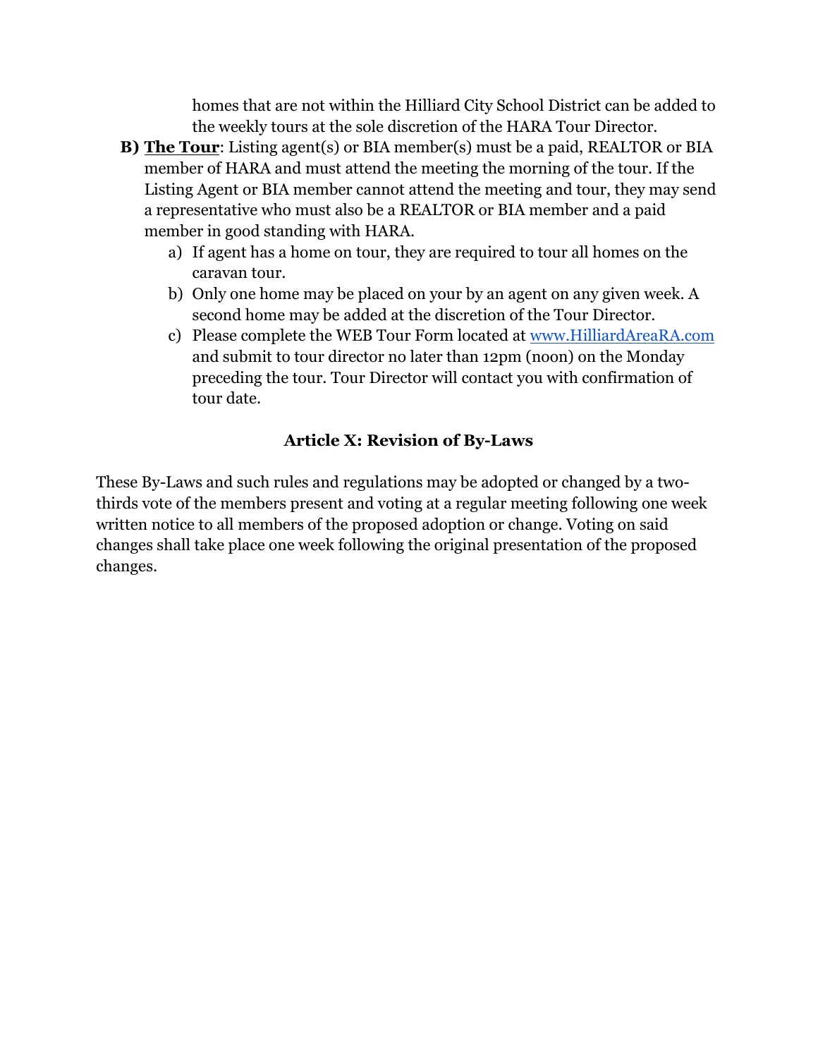homes that are not within the Hilliard City School District can be added to the weekly tours at the sole discretion of the HARA Tour Director.

**B) <u>The Tour</u>**: Listing agent(s) or BIA member(s) must be a paid, REALTOR or BIA member of HARA and must attend the meeting the morning of the tour. If the Listing Agent or BIA member cannot attend the meeting and tour, they may send a representative who must also be a REALTOR or BIA member and a paid member in good standing with HARA.

a) If agent has a home on tour, they are required to tour all homes on the caravan tour.

b) Only one home may be placed on your by an agent on any given week. A second home may be added at the discretion of the Tour Director.

c) Please complete the WEB Tour Form located at [www.HilliardAreaRA.com](http://www.HilliardAreaRA.com) and submit to tour director no later than 12pm (noon) on the Monday preceding the tour. Tour Director will contact you with confirmation of tour date.

## Article X: Revision of By-Laws

These By-Laws and such rules and regulations may be adopted or changed by a two-thirds vote of the members present and voting at a regular meeting following one week written notice to all members of the proposed adoption or change. Voting on said changes shall take place one week following the original presentation of the proposed changes.